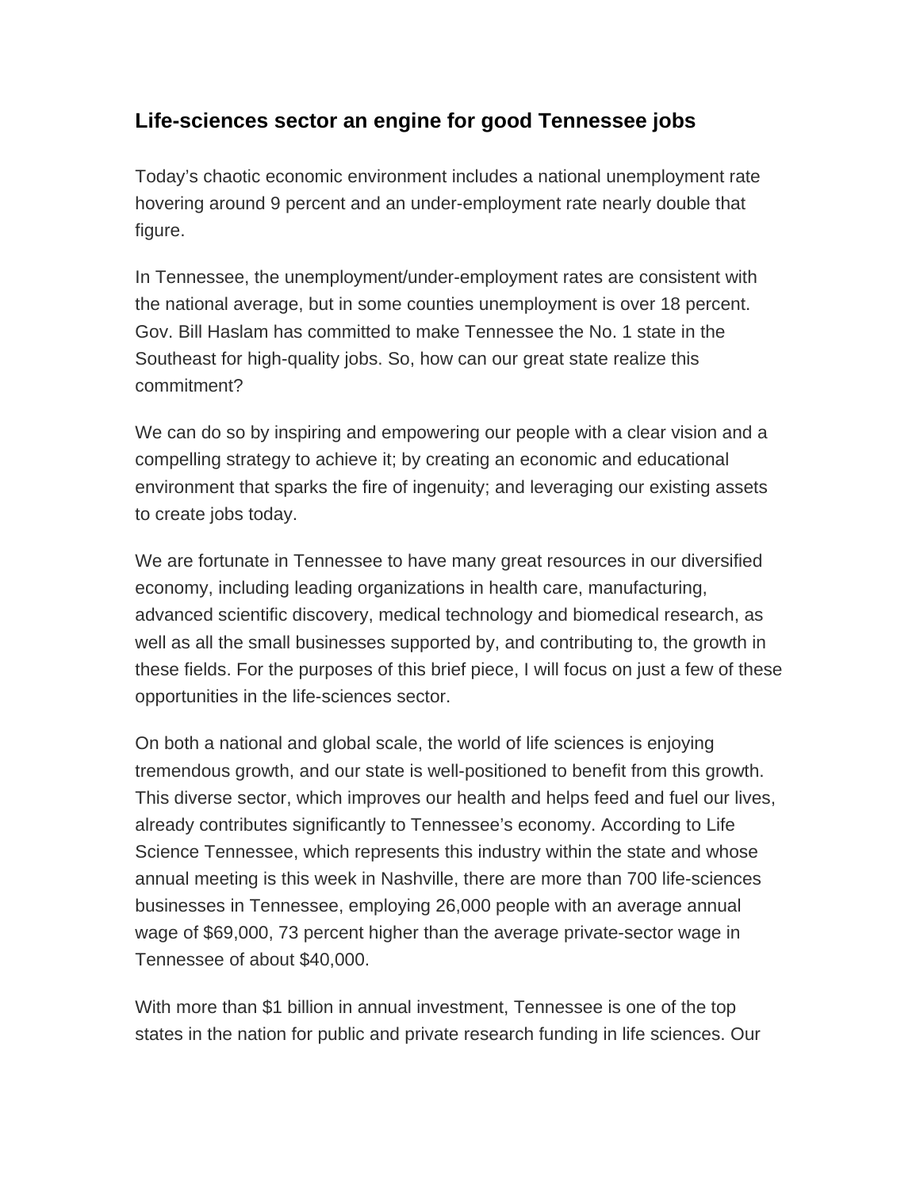## Life-sciences sector an engine for good Tennessee jobs

Today's chaotic economic environment includes a national unemployment rate hovering around 9 percent and an under-employment rate nearly double that figure.

In Tennessee, the unemployment/under-employment rates are consistent with the national average, but in some counties unemployment is over 18 percent. Gov. Bill Haslam has committed to make Tennessee the No. 1 state in the Southeast for high-quality jobs. So, how can our great state realize this commitment?

We can do so by inspiring and empowering our people with a clear vision and a compelling strategy to achieve it; by creating an economic and educational environment that sparks the fire of ingenuity; and leveraging our existing assets to create jobs today.

We are fortunate in Tennessee to have many great resources in our diversified economy, including leading organizations in health care, manufacturing, advanced scientific discovery, medical technology and biomedical research, as well as all the small businesses supported by, and contributing to, the growth in these fields. For the purposes of this brief piece, I will focus on just a few of these opportunities in the life-sciences sector.

On both a national and global scale, the world of life sciences is enjoying tremendous growth, and our state is well-positioned to benefit from this growth. This diverse sector, which improves our health and helps feed and fuel our lives, already contributes significantly to Tennessee's economy. According to Life Science Tennessee, which represents this industry within the state and whose annual meeting is this week in Nashville, there are more than 700 life-sciences businesses in Tennessee, employing 26,000 people with an average annual wage of $69,000, 73 percent higher than the average private-sector wage in Tennessee of about $40,000.

With more than $1 billion in annual investment, Tennessee is one of the top states in the nation for public and private research funding in life sciences. Our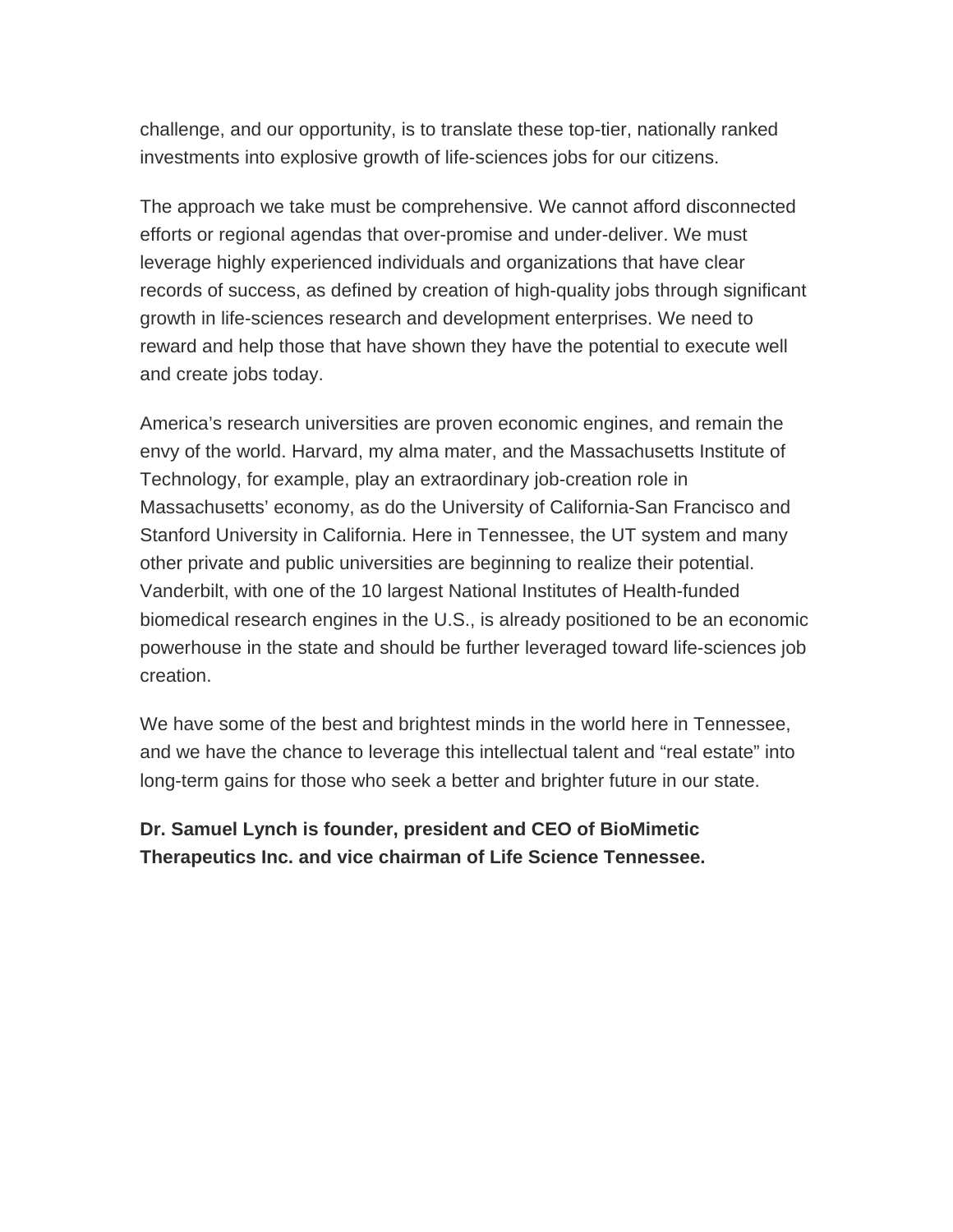challenge, and our opportunity, is to translate these top-tier, nationally ranked investments into explosive growth of life-sciences jobs for our citizens.

The approach we take must be comprehensive. We cannot afford disconnected efforts or regional agendas that over-promise and under-deliver. We must leverage highly experienced individuals and organizations that have clear records of success, as defined by creation of high-quality jobs through significant growth in life-sciences research and development enterprises. We need to reward and help those that have shown they have the potential to execute well and create jobs today.

America's research universities are proven economic engines, and remain the envy of the world. Harvard, my alma mater, and the Massachusetts Institute of Technology, for example, play an extraordinary job-creation role in Massachusetts' economy, as do the University of California-San Francisco and Stanford University in California. Here in Tennessee, the UT system and many other private and public universities are beginning to realize their potential. Vanderbilt, with one of the 10 largest National Institutes of Health-funded biomedical research engines in the U.S., is already positioned to be an economic powerhouse in the state and should be further leveraged toward life-sciences job creation.

We have some of the best and brightest minds in the world here in Tennessee, and we have the chance to leverage this intellectual talent and "real estate" into long-term gains for those who seek a better and brighter future in our state.

**Dr. Samuel Lynch is founder, president and CEO of BioMimetic Therapeutics Inc. and vice chairman of Life Science Tennessee.**